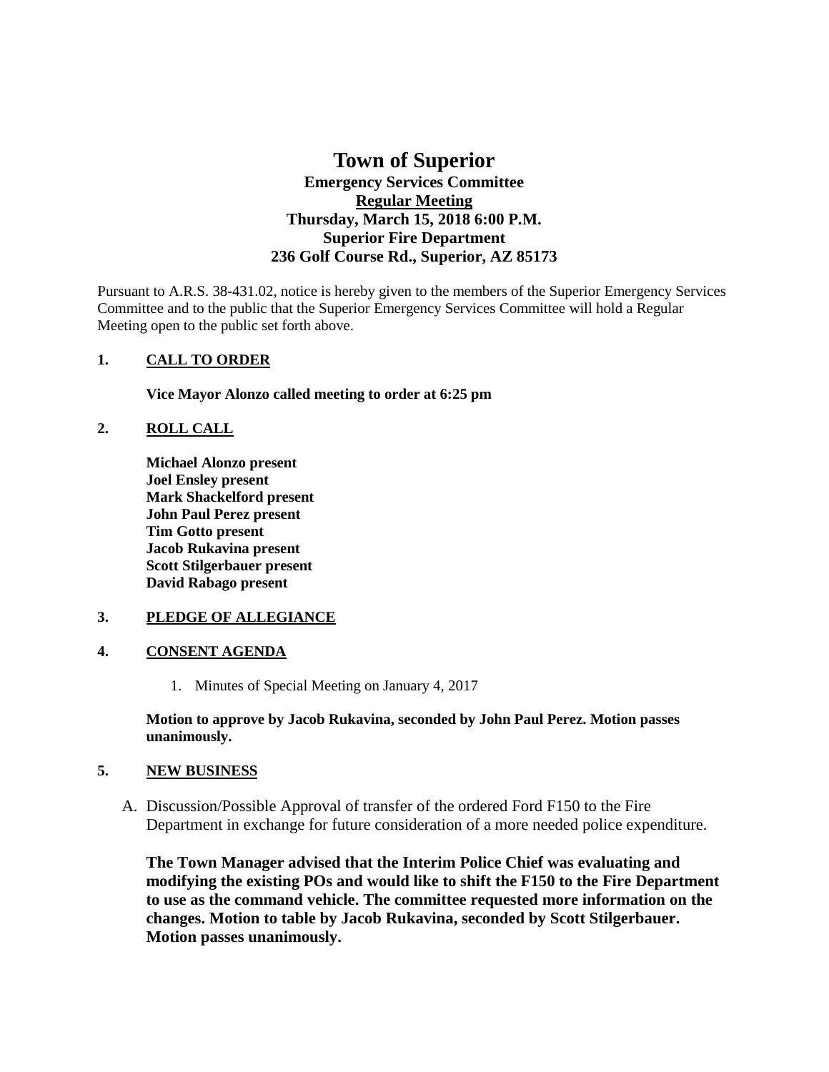# Town of Superior

## Emergency Services Committee

**Regular Meeting**

**Thursday, March 15, 2018 6:00 P.M.**

**Superior Fire Department**

**236 Golf Course Rd., Superior, AZ 85173**

Pursuant to A.R.S. 38-431.02, notice is hereby given to the members of the Superior Emergency Services Committee and to the public that the Superior Emergency Services Committee will hold a Regular Meeting open to the public set forth above.

**1. CALL TO ORDER**

**Vice Mayor Alonzo called meeting to order at 6:25 pm**

**2. ROLL CALL**

**Michael Alonzo present**
**Joel Ensley present**
**Mark Shackelford present**
**John Paul Perez present**
**Tim Gotto present**
**Jacob Rukavina present**
**Scott Stilgerbauer present**
**David Rabago present**

**3. PLEDGE OF ALLEGIANCE**

**4. CONSENT AGENDA**

1. Minutes of Special Meeting on January 4, 2017

**Motion to approve by Jacob Rukavina, seconded by John Paul Perez. Motion passes unanimously.**

**5. NEW BUSINESS**

A. Discussion/Possible Approval of transfer of the ordered Ford F150 to the Fire Department in exchange for future consideration of a more needed police expenditure.

**The Town Manager advised that the Interim Police Chief was evaluating and modifying the existing POs and would like to shift the F150 to the Fire Department to use as the command vehicle. The committee requested more information on the changes. Motion to table by Jacob Rukavina, seconded by Scott Stilgerbauer. Motion passes unanimously.**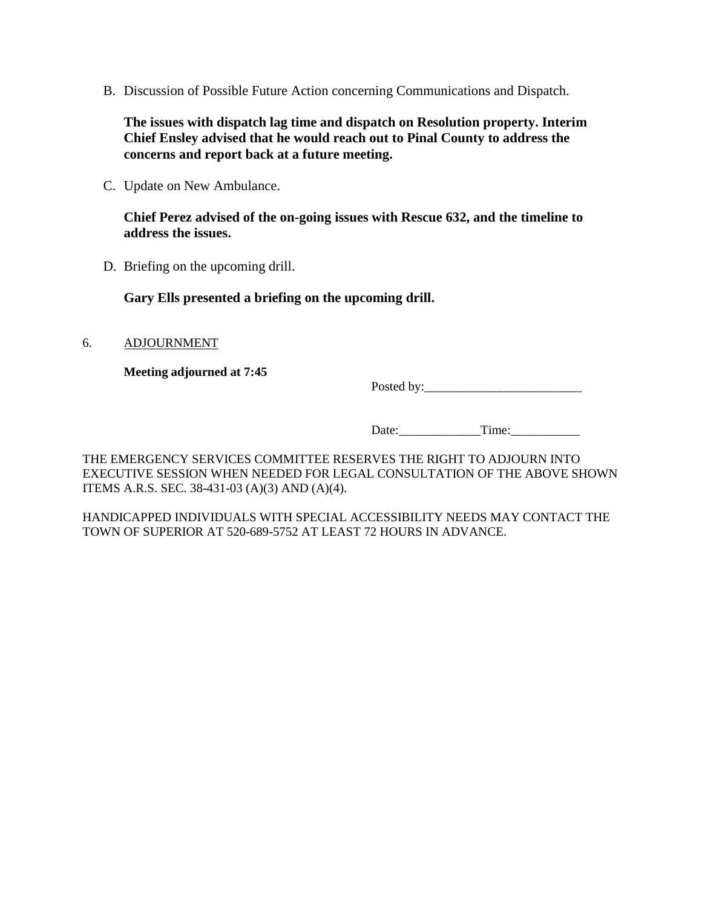B. Discussion of Possible Future Action concerning Communications and Dispatch.

   **The issues with dispatch lag time and dispatch on Resolution property. Interim Chief Ensley advised that he would reach out to Pinal County to address the concerns and report back at a future meeting.**

C. Update on New Ambulance.

   **Chief Perez advised of the on-going issues with Rescue 632, and the timeline to address the issues.**

D. Briefing on the upcoming drill.

   **Gary Ells presented a briefing on the upcoming drill.**

6. ADJOURNMENT

   **Meeting adjourned at 7:45**

Posted by:_________________________

Date:_____________Time:___________

THE EMERGENCY SERVICES COMMITTEE RESERVES THE RIGHT TO ADJOURN INTO EXECUTIVE SESSION WHEN NEEDED FOR LEGAL CONSULTATION OF THE ABOVE SHOWN ITEMS A.R.S. SEC. 38-431-03 (A)(3) AND (A)(4).

HANDICAPPED INDIVIDUALS WITH SPECIAL ACCESSIBILITY NEEDS MAY CONTACT THE TOWN OF SUPERIOR AT 520-689-5752 AT LEAST 72 HOURS IN ADVANCE.